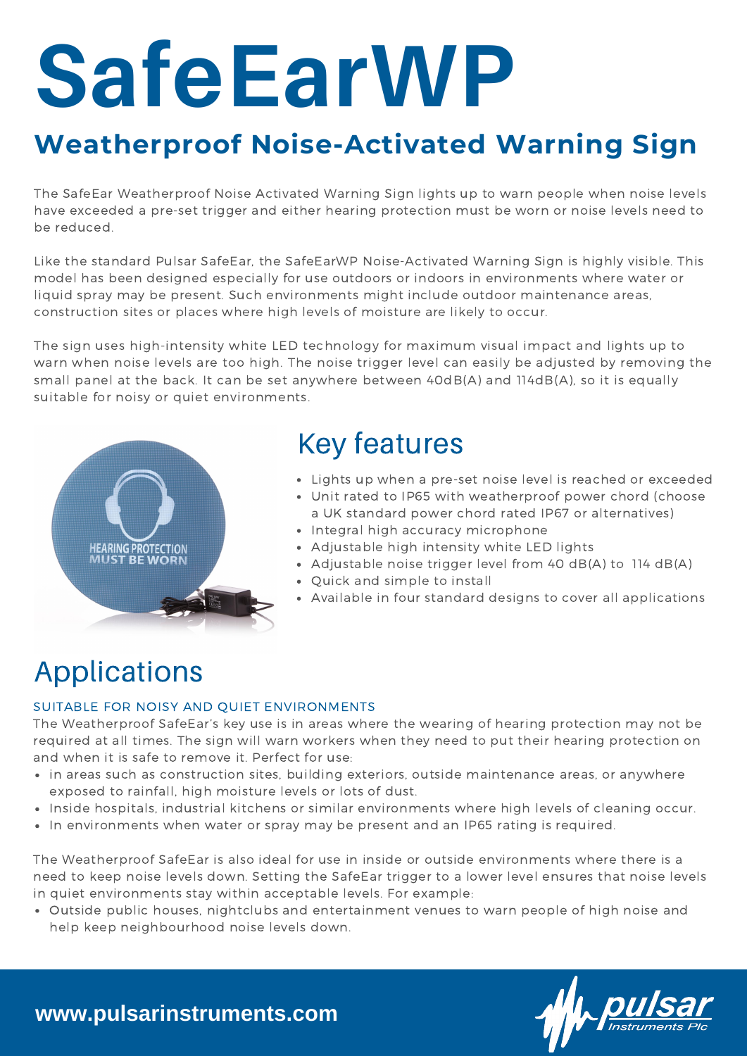# SafeEarWP

## Weatherproof Noise-Activated Warning Sign

The SafeEar Weatherproof Noise Activated Warning Sign lights up to warn people when noise levels have exceeded a pre-set trigger and either hearing protection must be worn or noise levels need to be reduced.

Like the standard Pulsar SafeEar, the SafeEarWP Noise-Activated Warning Sign is highly visible. This model has been designed especially for use outdoors or indoors in environments where water or liquid spray may be present. Such environments might include outdoor maintenance areas, construction sites or places where high levels of moisture are likely to occur.

The sign uses high-intensity white LED technology for maximum visual impact and lights up to warn when noise levels are too high. The noise trigger level can easily be adjusted by removing the small panel at the back. It can be set anywhere between 40dB(A) and 114dB(A), so it is equally suitable for noisy or quiet environments.

## Key features

- Lights up when a pre-set noise level is reached or exceeded
- Unit rated to IP65 with weatherproof power chord (choose a UK standard power chord rated IP67 or alternatives)
- Integral high accuracy microphone
- Adjustable high intensity white LED lights
- Adjustable noise trigger level from 40 dB(A) to 114 dB(A)
- Quick and simple to install
- Available in four standard designs to cover all applications

## Applications

### SUITABLE FOR NOISY AND QUIET ENVIRONMENTS

The Weatherproof SafeEar's key use is in areas where the wearing of hearing protection may not be required at all times. The sign will warn workers when they need to put their hearing protection on and when it is safe to remove it. Perfect for use:

- in areas such as construction sites, building exteriors, outside maintenance areas, or anywhere exposed to rainfall, high moisture levels or lots of dust.
- Inside hospitals, industrial kitchens or similar environments where high levels of cleaning occur.
- In environments when water or spray may be present and an IP65 rating is required.

The Weatherproof SafeEar is also ideal for use in inside or outside environments where there is a need to keep noise levels down. Setting the SafeEar trigger to a lower level ensures that noise levels in quiet environments stay within acceptable levels. For example:

- Outside public houses, nightclubs and entertainment venues to warn people of high noise and help keep neighbourhood noise levels down.

www.pulsarinstruments.com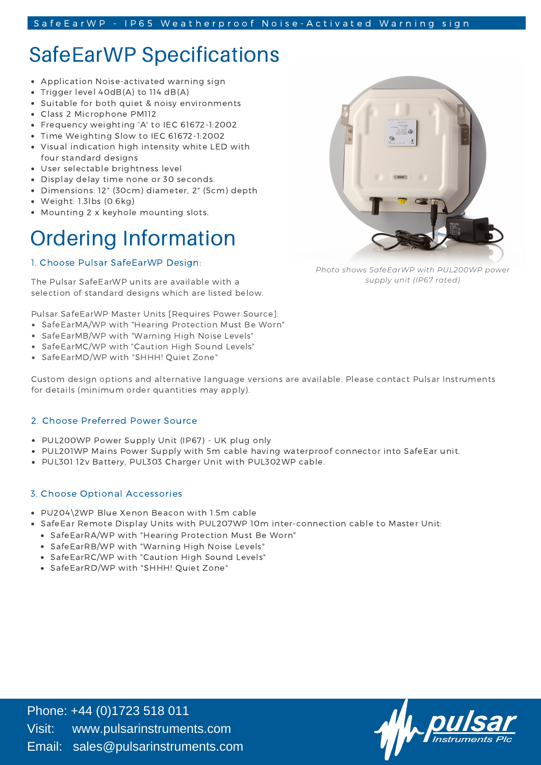# SafeEarWP Specifications

- Application Noise-activated warning sign
- Trigger level 40dB(A) to 114 dB(A)
- Suitable for both quiet & noisy environments
- Class 2 Microphone PM112
- Frequency weighting 'A' to IEC 61672-1:2002
- Time Weighting Slow to IEC 61672-1:2002
- Visual indication high intensity white LED with four standard designs
- User selectable brightness level
- Display delay time none or 30 seconds.
- Dimensions: 12" (30cm) diameter, 2" (5cm) depth
- Weight: 1.3lbs (0.6kg)
- Mounting 2 x keyhole mounting slots.

*Photo shows SafeEarWP with PUL200WP power supply unit (IP67 rated)*

# Ordering Information

## 1. Choose Pulsar SafeEarWP Design:

The Pulsar SafeEarWP units are available with a selection of standard designs which are listed below.

Pulsar SafeEarWP Master Units [Requires Power Source]:

- SafeEarMA/WP with "Hearing Protection Must Be Worn"
- SafeEarMB/WP with "Warning High Noise Levels"
- SafeEarMC/WP with "Caution High Sound Levels"
- SafeEarMD/WP with "SHHH! Quiet Zone"

Custom design options and alternative language versions are available. Please contact Pulsar Instruments for details (minimum order quantities may apply).

## 2. Choose Preferred Power Source

- PUL200WP Power Supply Unit (IP67) - UK plug only
- PUL201WP Mains Power Supply with 5m cable having waterproof connector into SafeEar unit.
- PUL301 12v Battery, PUL303 Charger Unit with PUL302WP cable.

## 3. Choose Optional Accessories

- PU204\2WP Blue Xenon Beacon with 1.5m cable
- SafeEar Remote Display Units with PUL207WP 10m inter-connection cable to Master Unit:
  - SafeEarRA/WP with "Hearing Protection Must Be Worn"
  - SafeEarRB/WP with "Warning High Noise Levels"
  - SafeEarRC/WP with "Caution High Sound Levels"
  - SafeEarRD/WP with "SHHH! Quiet Zone"

Phone: +44 (0)1723 518 011
Visit: www.pulsarinstruments.com
Email: sales@pulsarinstruments.com